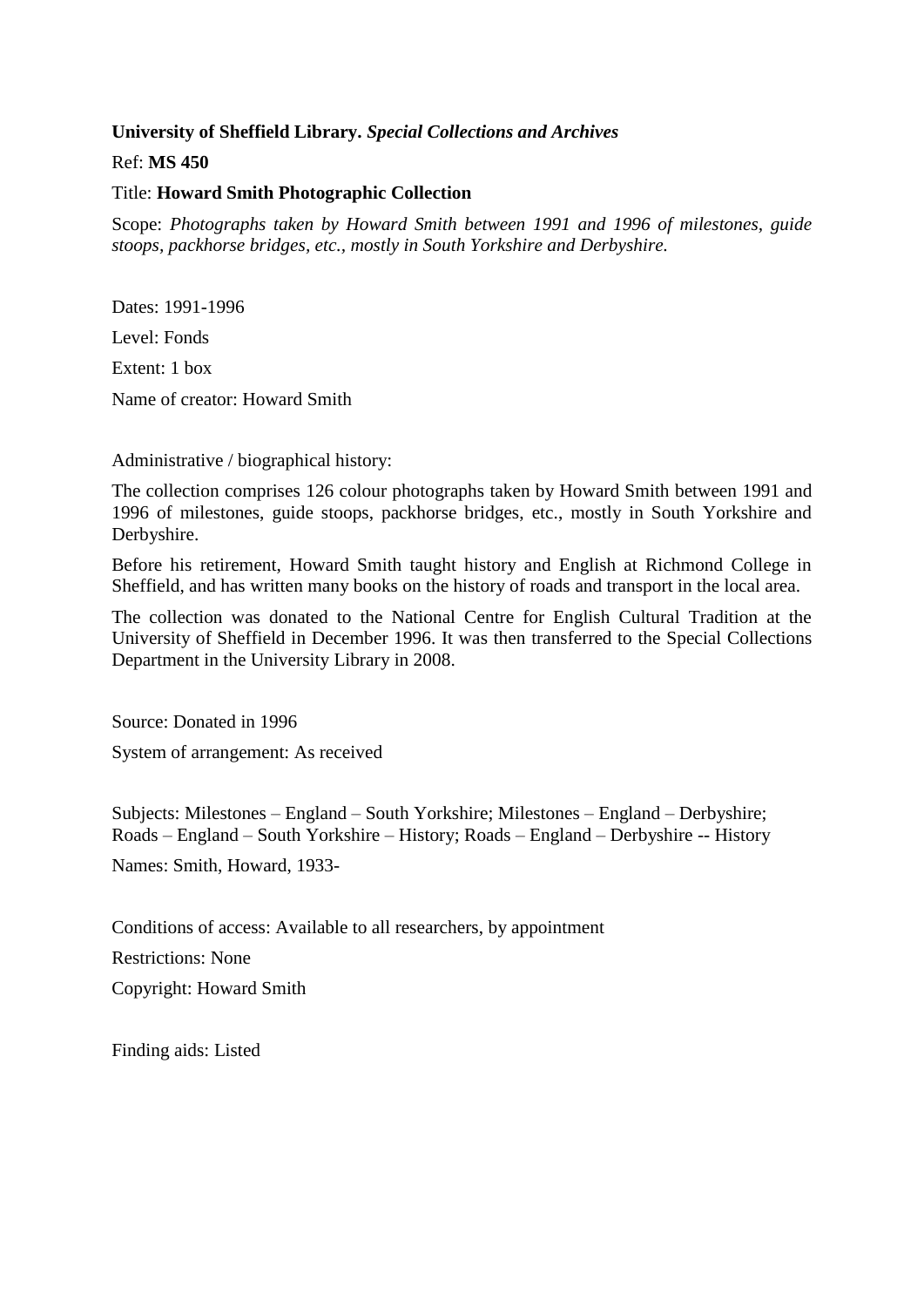**University of Sheffield Library.** ***Special Collections and Archives***

Ref: **MS 450**

Title: **Howard Smith Photographic Collection**

Scope: *Photographs taken by Howard Smith between 1991 and 1996 of milestones, guide stoops, packhorse bridges, etc., mostly in South Yorkshire and Derbyshire.*

Dates: 1991-1996

Level: Fonds

Extent: 1 box

Name of creator: Howard Smith

Administrative / biographical history:

The collection comprises 126 colour photographs taken by Howard Smith between 1991 and 1996 of milestones, guide stoops, packhorse bridges, etc., mostly in South Yorkshire and Derbyshire.

Before his retirement, Howard Smith taught history and English at Richmond College in Sheffield, and has written many books on the history of roads and transport in the local area.

The collection was donated to the National Centre for English Cultural Tradition at the University of Sheffield in December 1996. It was then transferred to the Special Collections Department in the University Library in 2008.

Source: Donated in 1996

System of arrangement: As received

Subjects: Milestones – England – South Yorkshire; Milestones – England – Derbyshire; Roads – England – South Yorkshire – History; Roads – England – Derbyshire -- History

Names: Smith, Howard, 1933-

Conditions of access: Available to all researchers, by appointment

Restrictions: None

Copyright: Howard Smith

Finding aids: Listed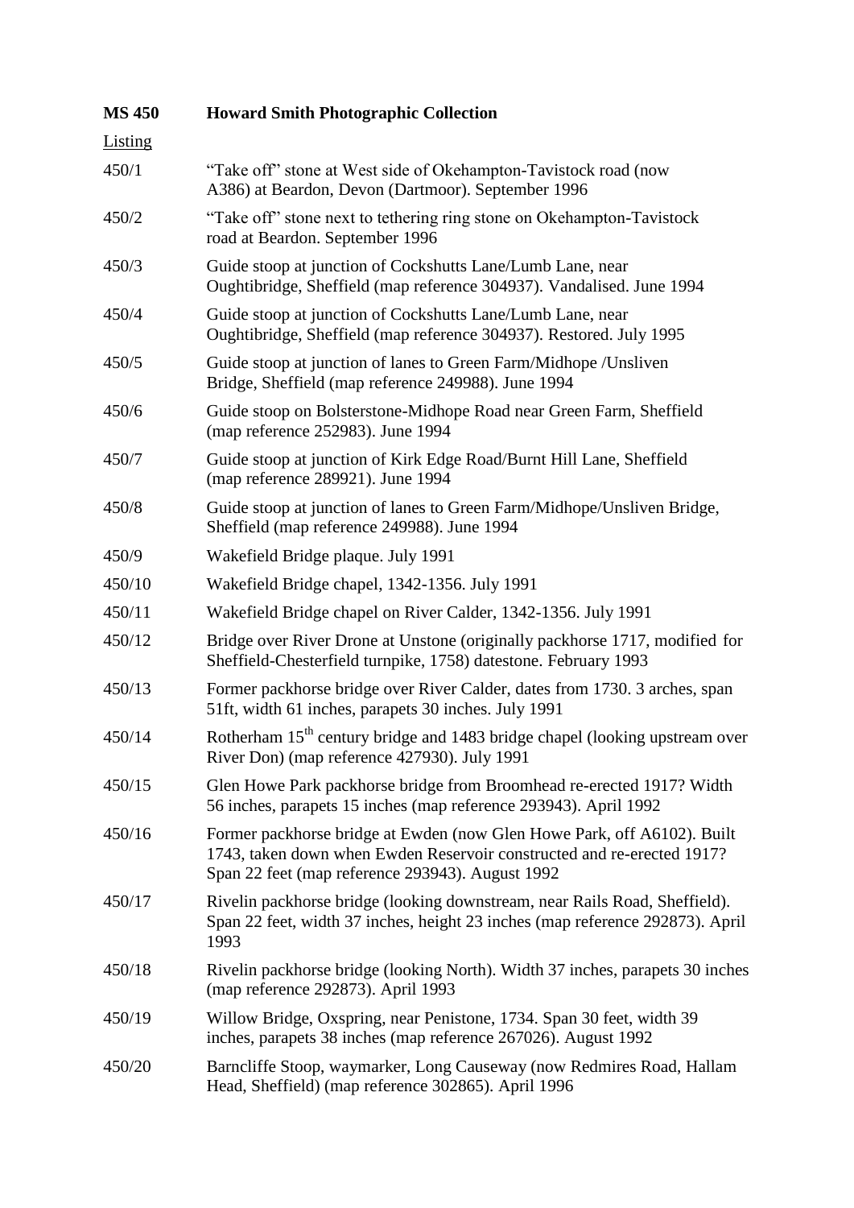**MS 450 Howard Smith Photographic Collection**

Listing

450/1 "Take off" stone at West side of Okehampton-Tavistock road (now A386) at Beardon, Devon (Dartmoor). September 1996

450/2 "Take off" stone next to tethering ring stone on Okehampton-Tavistock road at Beardon. September 1996

450/3 Guide stoop at junction of Cockshutts Lane/Lumb Lane, near Oughtibridge, Sheffield (map reference 304937). Vandalised. June 1994

450/4 Guide stoop at junction of Cockshutts Lane/Lumb Lane, near Oughtibridge, Sheffield (map reference 304937). Restored. July 1995

450/5 Guide stoop at junction of lanes to Green Farm/Midhope /Unsliven Bridge, Sheffield (map reference 249988). June 1994

450/6 Guide stoop on Bolsterstone-Midhope Road near Green Farm, Sheffield (map reference 252983). June 1994

450/7 Guide stoop at junction of Kirk Edge Road/Burnt Hill Lane, Sheffield (map reference 289921). June 1994

450/8 Guide stoop at junction of lanes to Green Farm/Midhope/Unsliven Bridge, Sheffield (map reference 249988). June 1994

450/9 Wakefield Bridge plaque. July 1991

450/10 Wakefield Bridge chapel, 1342-1356. July 1991

450/11 Wakefield Bridge chapel on River Calder, 1342-1356. July 1991

450/12 Bridge over River Drone at Unstone (originally packhorse 1717, modified for Sheffield-Chesterfield turnpike, 1758) datestone. February 1993

450/13 Former packhorse bridge over River Calder, dates from 1730. 3 arches, span 51ft, width 61 inches, parapets 30 inches. July 1991

450/14 Rotherham 15th century bridge and 1483 bridge chapel (looking upstream over River Don) (map reference 427930). July 1991

450/15 Glen Howe Park packhorse bridge from Broomhead re-erected 1917? Width 56 inches, parapets 15 inches (map reference 293943). April 1992

450/16 Former packhorse bridge at Ewden (now Glen Howe Park, off A6102). Built 1743, taken down when Ewden Reservoir constructed and re-erected 1917? Span 22 feet (map reference 293943). August 1992

450/17 Rivelin packhorse bridge (looking downstream, near Rails Road, Sheffield). Span 22 feet, width 37 inches, height 23 inches (map reference 292873). April 1993

450/18 Rivelin packhorse bridge (looking North). Width 37 inches, parapets 30 inches (map reference 292873). April 1993

450/19 Willow Bridge, Oxspring, near Penistone, 1734. Span 30 feet, width 39 inches, parapets 38 inches (map reference 267026). August 1992

450/20 Barncliffe Stoop, waymarker, Long Causeway (now Redmires Road, Hallam Head, Sheffield) (map reference 302865). April 1996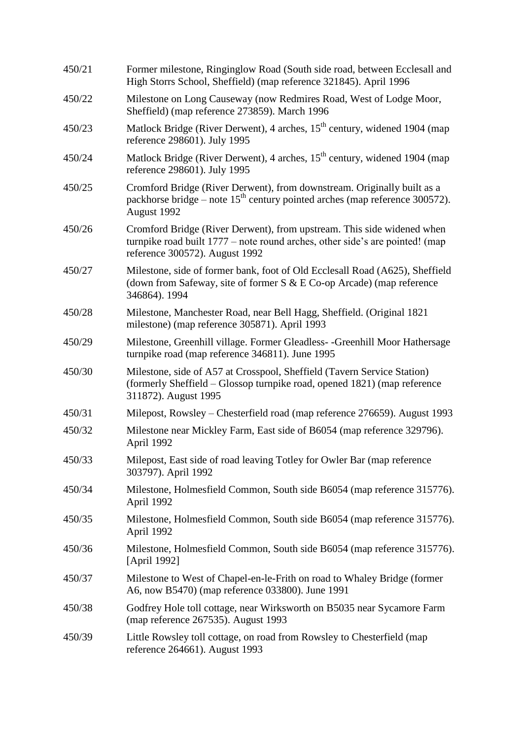| | |
|---|---|
| 450/21 | Former milestone, Ringinglow Road (South side road, between Ecclesall and High Storrs School, Sheffield) (map reference 321845). April 1996 |
| 450/22 | Milestone on Long Causeway (now Redmires Road, West of Lodge Moor, Sheffield) (map reference 273859). March 1996 |
| 450/23 | Matlock Bridge (River Derwent), 4 arches, 15th century, widened 1904 (map reference 298601). July 1995 |
| 450/24 | Matlock Bridge (River Derwent), 4 arches, 15th century, widened 1904 (map reference 298601). July 1995 |
| 450/25 | Cromford Bridge (River Derwent), from downstream. Originally built as a packhorse bridge – note 15th century pointed arches (map reference 300572). August 1992 |
| 450/26 | Cromford Bridge (River Derwent), from upstream. This side widened when turnpike road built 1777 – note round arches, other side's are pointed! (map reference 300572). August 1992 |
| 450/27 | Milestone, side of former bank, foot of Old Ecclesall Road (A625), Sheffield (down from Safeway, site of former S & E Co-op Arcade) (map reference 346864). 1994 |
| 450/28 | Milestone, Manchester Road, near Bell Hagg, Sheffield. (Original 1821 milestone) (map reference 305871). April 1993 |
| 450/29 | Milestone, Greenhill village. Former Gleadless- -Greenhill Moor Hathersage turnpike road (map reference 346811). June 1995 |
| 450/30 | Milestone, side of A57 at Crosspool, Sheffield (Tavern Service Station) (formerly Sheffield – Glossop turnpike road, opened 1821) (map reference 311872). August 1995 |
| 450/31 | Milepost, Rowsley – Chesterfield road (map reference 276659). August 1993 |
| 450/32 | Milestone near Mickley Farm, East side of B6054 (map reference 329796). April 1992 |
| 450/33 | Milepost, East side of road leaving Totley for Owler Bar (map reference 303797). April 1992 |
| 450/34 | Milestone, Holmesfield Common, South side B6054 (map reference 315776). April 1992 |
| 450/35 | Milestone, Holmesfield Common, South side B6054 (map reference 315776). April 1992 |
| 450/36 | Milestone, Holmesfield Common, South side B6054 (map reference 315776). [April 1992] |
| 450/37 | Milestone to West of Chapel-en-le-Frith on road to Whaley Bridge (former A6, now B5470) (map reference 033800). June 1991 |
| 450/38 | Godfrey Hole toll cottage, near Wirksworth on B5035 near Sycamore Farm (map reference 267535). August 1993 |
| 450/39 | Little Rowsley toll cottage, on road from Rowsley to Chesterfield (map reference 264661). August 1993 |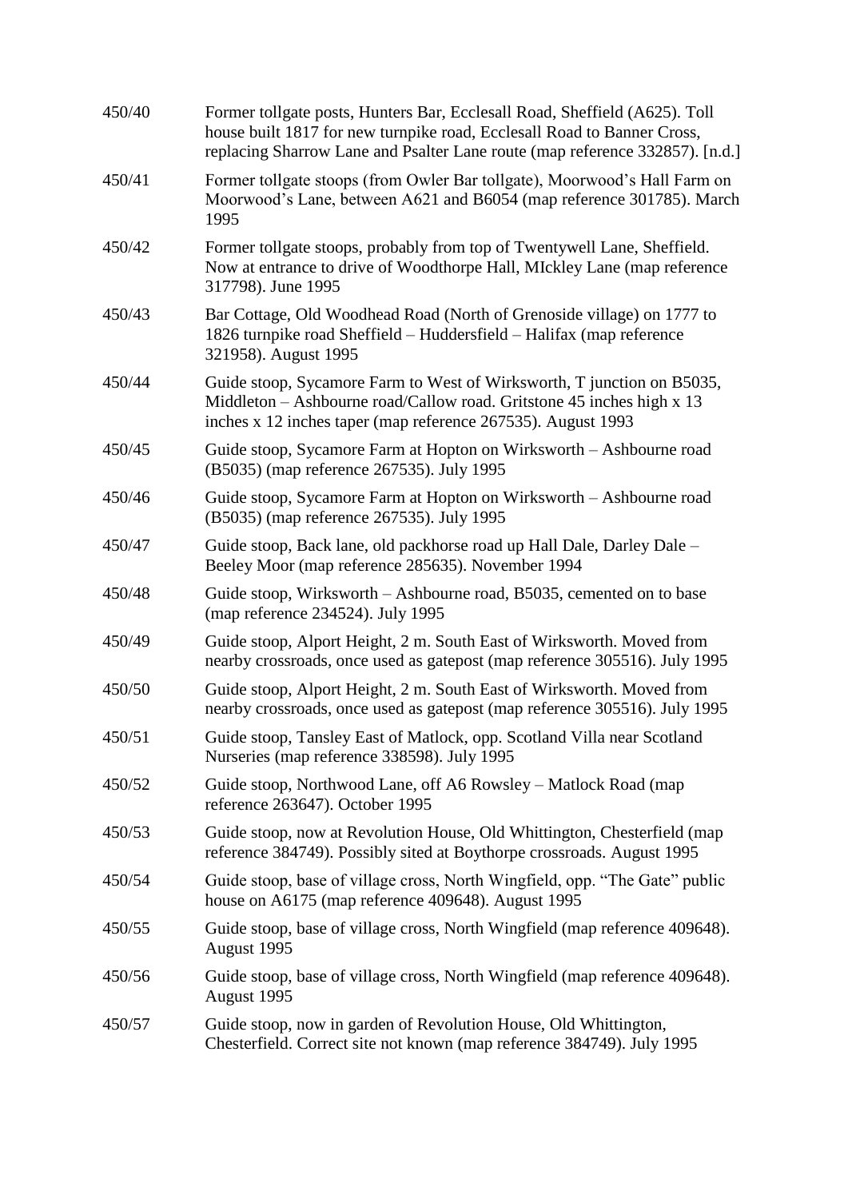| | |
|---|---|
| 450/40 | Former tollgate posts, Hunters Bar, Ecclesall Road, Sheffield (A625). Toll house built 1817 for new turnpike road, Ecclesall Road to Banner Cross, replacing Sharrow Lane and Psalter Lane route (map reference 332857). [n.d.] |
| 450/41 | Former tollgate stoops (from Owler Bar tollgate), Moorwood's Hall Farm on Moorwood's Lane, between A621 and B6054 (map reference 301785). March 1995 |
| 450/42 | Former tollgate stoops, probably from top of Twentywell Lane, Sheffield. Now at entrance to drive of Woodthorpe Hall, MIckley Lane (map reference 317798). June 1995 |
| 450/43 | Bar Cottage, Old Woodhead Road (North of Grenoside village) on 1777 to 1826 turnpike road Sheffield – Huddersfield – Halifax (map reference 321958). August 1995 |
| 450/44 | Guide stoop, Sycamore Farm to West of Wirksworth, T junction on B5035, Middleton – Ashbourne road/Callow road. Gritstone 45 inches high x 13 inches x 12 inches taper (map reference 267535). August 1993 |
| 450/45 | Guide stoop, Sycamore Farm at Hopton on Wirksworth – Ashbourne road (B5035) (map reference 267535). July 1995 |
| 450/46 | Guide stoop, Sycamore Farm at Hopton on Wirksworth – Ashbourne road (B5035) (map reference 267535). July 1995 |
| 450/47 | Guide stoop, Back lane, old packhorse road up Hall Dale, Darley Dale – Beeley Moor (map reference 285635). November 1994 |
| 450/48 | Guide stoop, Wirksworth – Ashbourne road, B5035, cemented on to base (map reference 234524). July 1995 |
| 450/49 | Guide stoop, Alport Height, 2 m. South East of Wirksworth. Moved from nearby crossroads, once used as gatepost (map reference 305516). July 1995 |
| 450/50 | Guide stoop, Alport Height, 2 m. South East of Wirksworth. Moved from nearby crossroads, once used as gatepost (map reference 305516). July 1995 |
| 450/51 | Guide stoop, Tansley East of Matlock, opp. Scotland Villa near Scotland Nurseries (map reference 338598). July 1995 |
| 450/52 | Guide stoop, Northwood Lane, off A6 Rowsley – Matlock Road (map reference 263647). October 1995 |
| 450/53 | Guide stoop, now at Revolution House, Old Whittington, Chesterfield (map reference 384749). Possibly sited at Boythorpe crossroads. August 1995 |
| 450/54 | Guide stoop, base of village cross, North Wingfield, opp. "The Gate" public house on A6175 (map reference 409648). August 1995 |
| 450/55 | Guide stoop, base of village cross, North Wingfield (map reference 409648). August 1995 |
| 450/56 | Guide stoop, base of village cross, North Wingfield (map reference 409648). August 1995 |
| 450/57 | Guide stoop, now in garden of Revolution House, Old Whittington, Chesterfield. Correct site not known (map reference 384749). July 1995 |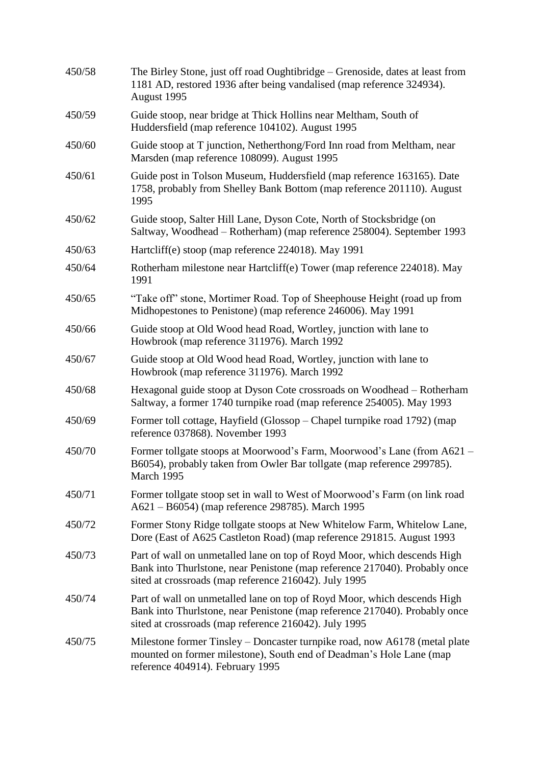| | |
|---|---|
| 450/58 | The Birley Stone, just off road Oughtibridge – Grenoside, dates at least from 1181 AD, restored 1936 after being vandalised (map reference 324934). August 1995 |
| 450/59 | Guide stoop, near bridge at Thick Hollins near Meltham, South of Huddersfield (map reference 104102). August 1995 |
| 450/60 | Guide stoop at T junction, Netherthong/Ford Inn road from Meltham, near Marsden (map reference 108099). August 1995 |
| 450/61 | Guide post in Tolson Museum, Huddersfield (map reference 163165). Date 1758, probably from Shelley Bank Bottom (map reference 201110). August 1995 |
| 450/62 | Guide stoop, Salter Hill Lane, Dyson Cote, North of Stocksbridge (on Saltway, Woodhead – Rotherham) (map reference 258004). September 1993 |
| 450/63 | Hartcliff(e) stoop (map reference 224018). May 1991 |
| 450/64 | Rotherham milestone near Hartcliff(e) Tower (map reference 224018). May 1991 |
| 450/65 | "Take off" stone, Mortimer Road. Top of Sheephouse Height (road up from Midhopestones to Penistone) (map reference 246006). May 1991 |
| 450/66 | Guide stoop at Old Wood head Road, Wortley, junction with lane to Howbrook (map reference 311976). March 1992 |
| 450/67 | Guide stoop at Old Wood head Road, Wortley, junction with lane to Howbrook (map reference 311976). March 1992 |
| 450/68 | Hexagonal guide stoop at Dyson Cote crossroads on Woodhead – Rotherham Saltway, a former 1740 turnpike road (map reference 254005). May 1993 |
| 450/69 | Former toll cottage, Hayfield (Glossop – Chapel turnpike road 1792) (map reference 037868). November 1993 |
| 450/70 | Former tollgate stoops at Moorwood's Farm, Moorwood's Lane (from A621 – B6054), probably taken from Owler Bar tollgate (map reference 299785). March 1995 |
| 450/71 | Former tollgate stoop set in wall to West of Moorwood's Farm (on link road A621 – B6054) (map reference 298785). March 1995 |
| 450/72 | Former Stony Ridge tollgate stoops at New Whitelow Farm, Whitelow Lane, Dore (East of A625 Castleton Road) (map reference 291815. August 1993 |
| 450/73 | Part of wall on unmetalled lane on top of Royd Moor, which descends High Bank into Thurlstone, near Penistone (map reference 217040). Probably once sited at crossroads (map reference 216042). July 1995 |
| 450/74 | Part of wall on unmetalled lane on top of Royd Moor, which descends High Bank into Thurlstone, near Penistone (map reference 217040). Probably once sited at crossroads (map reference 216042). July 1995 |
| 450/75 | Milestone former Tinsley – Doncaster turnpike road, now A6178 (metal plate mounted on former milestone), South end of Deadman's Hole Lane (map reference 404914). February 1995 |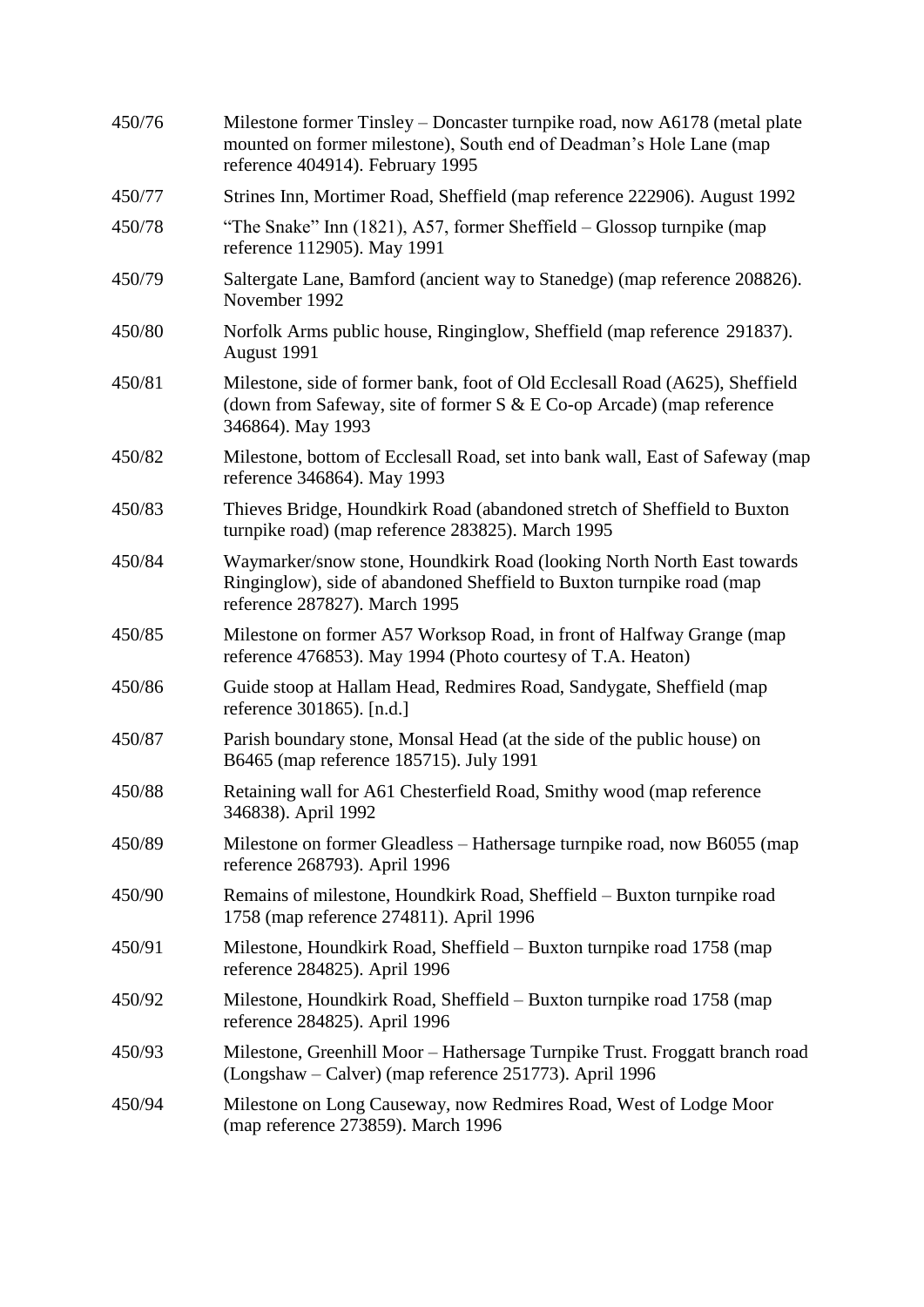| | |
|---|---|
| 450/76 | Milestone former Tinsley – Doncaster turnpike road, now A6178 (metal plate mounted on former milestone), South end of Deadman's Hole Lane (map reference 404914). February 1995 |
| 450/77 | Strines Inn, Mortimer Road, Sheffield (map reference 222906). August 1992 |
| 450/78 | "The Snake" Inn (1821), A57, former Sheffield – Glossop turnpike (map reference 112905). May 1991 |
| 450/79 | Saltergate Lane, Bamford (ancient way to Stanedge) (map reference 208826). November 1992 |
| 450/80 | Norfolk Arms public house, Ringinglow, Sheffield (map reference 291837). August 1991 |
| 450/81 | Milestone, side of former bank, foot of Old Ecclesall Road (A625), Sheffield (down from Safeway, site of former S & E Co-op Arcade) (map reference 346864). May 1993 |
| 450/82 | Milestone, bottom of Ecclesall Road, set into bank wall, East of Safeway (map reference 346864). May 1993 |
| 450/83 | Thieves Bridge, Houndkirk Road (abandoned stretch of Sheffield to Buxton turnpike road) (map reference 283825). March 1995 |
| 450/84 | Waymarker/snow stone, Houndkirk Road (looking North North East towards Ringinglow), side of abandoned Sheffield to Buxton turnpike road (map reference 287827). March 1995 |
| 450/85 | Milestone on former A57 Worksop Road, in front of Halfway Grange (map reference 476853). May 1994 (Photo courtesy of T.A. Heaton) |
| 450/86 | Guide stoop at Hallam Head, Redmires Road, Sandygate, Sheffield (map reference 301865). [n.d.] |
| 450/87 | Parish boundary stone, Monsal Head (at the side of the public house) on B6465 (map reference 185715). July 1991 |
| 450/88 | Retaining wall for A61 Chesterfield Road, Smithy wood (map reference 346838). April 1992 |
| 450/89 | Milestone on former Gleadless – Hathersage turnpike road, now B6055 (map reference 268793). April 1996 |
| 450/90 | Remains of milestone, Houndkirk Road, Sheffield – Buxton turnpike road 1758 (map reference 274811). April 1996 |
| 450/91 | Milestone, Houndkirk Road, Sheffield – Buxton turnpike road 1758 (map reference 284825). April 1996 |
| 450/92 | Milestone, Houndkirk Road, Sheffield – Buxton turnpike road 1758 (map reference 284825). April 1996 |
| 450/93 | Milestone, Greenhill Moor – Hathersage Turnpike Trust. Froggatt branch road (Longshaw – Calver) (map reference 251773). April 1996 |
| 450/94 | Milestone on Long Causeway, now Redmires Road, West of Lodge Moor (map reference 273859). March 1996 |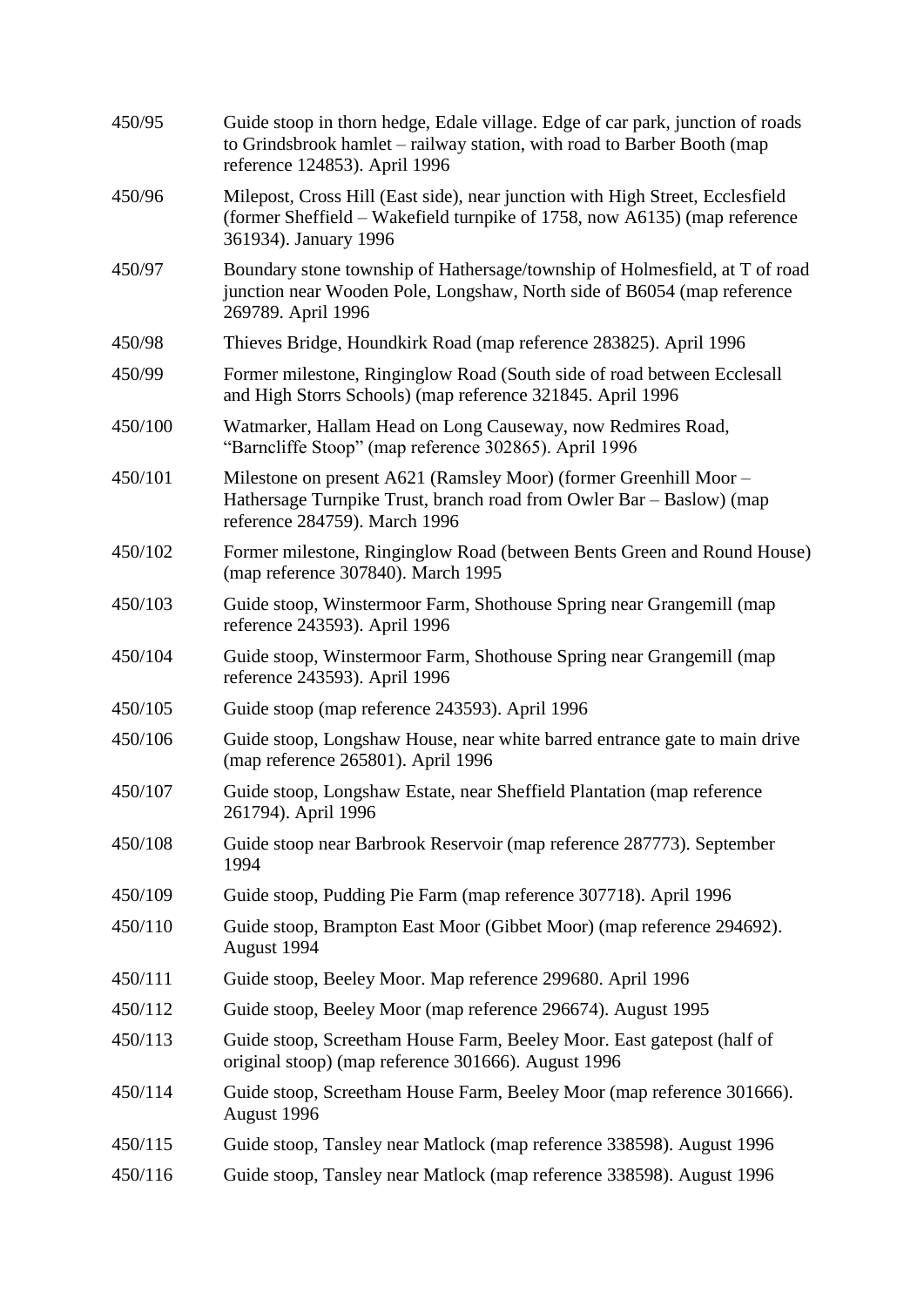| | |
|---|---|
| 450/95 | Guide stoop in thorn hedge, Edale village. Edge of car park, junction of roads to Grindsbrook hamlet – railway station, with road to Barber Booth (map reference 124853). April 1996 |
| 450/96 | Milepost, Cross Hill (East side), near junction with High Street, Ecclesfield (former Sheffield – Wakefield turnpike of 1758, now A6135) (map reference 361934). January 1996 |
| 450/97 | Boundary stone township of Hathersage/township of Holmesfield, at T of road junction near Wooden Pole, Longshaw, North side of B6054 (map reference 269789. April 1996 |
| 450/98 | Thieves Bridge, Houndkirk Road (map reference 283825). April 1996 |
| 450/99 | Former milestone, Ringinglow Road (South side of road between Ecclesall and High Storrs Schools) (map reference 321845. April 1996 |
| 450/100 | Watmarker, Hallam Head on Long Causeway, now Redmires Road, "Barncliffe Stoop" (map reference 302865). April 1996 |
| 450/101 | Milestone on present A621 (Ramsley Moor) (former Greenhill Moor – Hathersage Turnpike Trust, branch road from Owler Bar – Baslow) (map reference 284759). March 1996 |
| 450/102 | Former milestone, Ringinglow Road (between Bents Green and Round House) (map reference 307840). March 1995 |
| 450/103 | Guide stoop, Winstermoor Farm, Shothouse Spring near Grangemill (map reference 243593). April 1996 |
| 450/104 | Guide stoop, Winstermoor Farm, Shothouse Spring near Grangemill (map reference 243593). April 1996 |
| 450/105 | Guide stoop (map reference 243593). April 1996 |
| 450/106 | Guide stoop, Longshaw House, near white barred entrance gate to main drive (map reference 265801). April 1996 |
| 450/107 | Guide stoop, Longshaw Estate, near Sheffield Plantation (map reference 261794). April 1996 |
| 450/108 | Guide stoop near Barbrook Reservoir (map reference 287773). September 1994 |
| 450/109 | Guide stoop, Pudding Pie Farm (map reference 307718). April 1996 |
| 450/110 | Guide stoop, Brampton East Moor (Gibbet Moor) (map reference 294692). August 1994 |
| 450/111 | Guide stoop, Beeley Moor. Map reference 299680. April 1996 |
| 450/112 | Guide stoop, Beeley Moor (map reference 296674). August 1995 |
| 450/113 | Guide stoop, Screetham House Farm, Beeley Moor. East gatepost (half of original stoop) (map reference 301666). August 1996 |
| 450/114 | Guide stoop, Screetham House Farm, Beeley Moor (map reference 301666). August 1996 |
| 450/115 | Guide stoop, Tansley near Matlock (map reference 338598). August 1996 |
| 450/116 | Guide stoop, Tansley near Matlock (map reference 338598). August 1996 |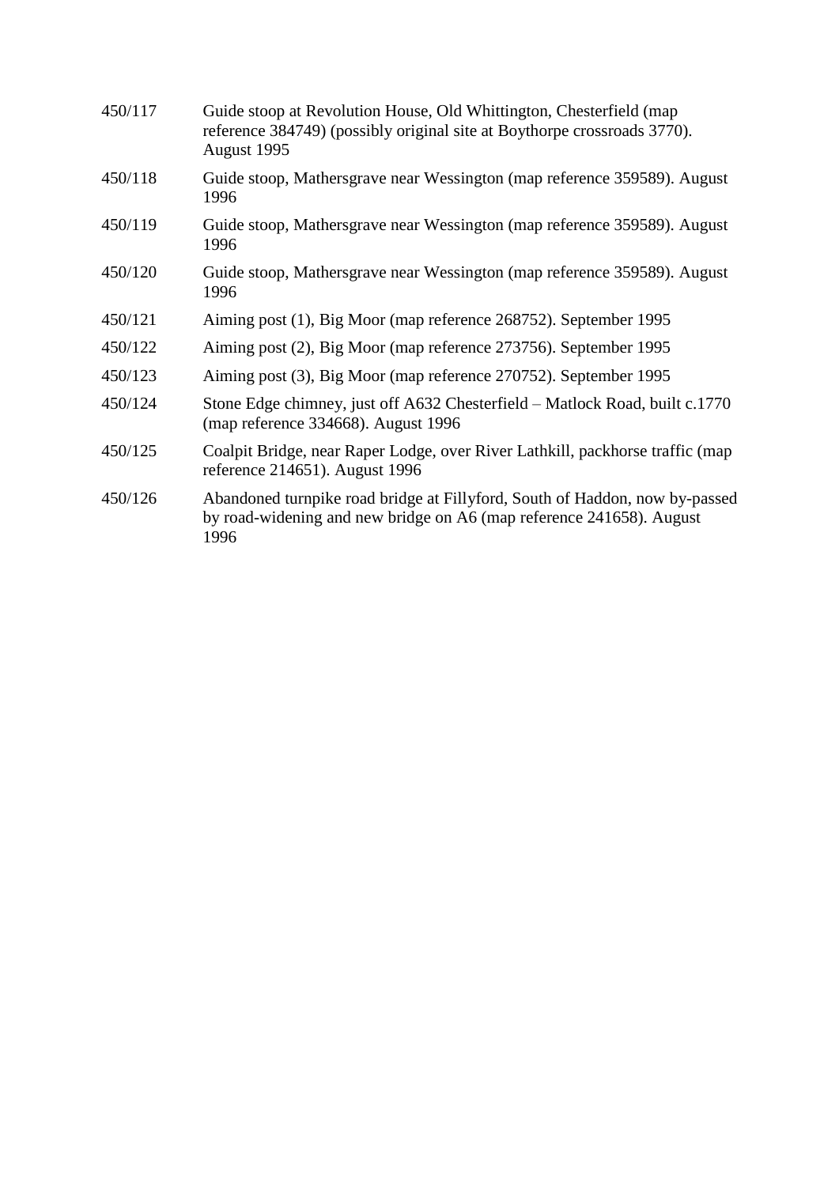| | |
|---|---|
| 450/117 | Guide stoop at Revolution House, Old Whittington, Chesterfield (map reference 384749) (possibly original site at Boythorpe crossroads 3770). August 1995 |
| 450/118 | Guide stoop, Mathersgrave near Wessington (map reference 359589). August 1996 |
| 450/119 | Guide stoop, Mathersgrave near Wessington (map reference 359589). August 1996 |
| 450/120 | Guide stoop, Mathersgrave near Wessington (map reference 359589). August 1996 |
| 450/121 | Aiming post (1), Big Moor (map reference 268752). September 1995 |
| 450/122 | Aiming post (2), Big Moor (map reference 273756). September 1995 |
| 450/123 | Aiming post (3), Big Moor (map reference 270752). September 1995 |
| 450/124 | Stone Edge chimney, just off A632 Chesterfield – Matlock Road, built c.1770 (map reference 334668). August 1996 |
| 450/125 | Coalpit Bridge, near Raper Lodge, over River Lathkill, packhorse traffic (map reference 214651). August 1996 |
| 450/126 | Abandoned turnpike road bridge at Fillyford, South of Haddon, now by-passed by road-widening and new bridge on A6 (map reference 241658). August 1996 |